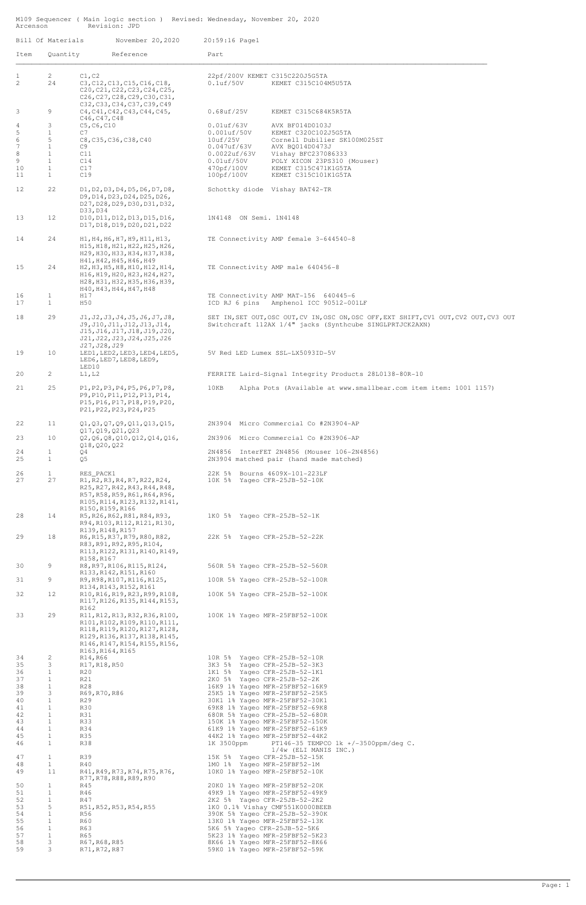M109 Sequencer ( Main logic section ) Revised: Wednesday, November 20, 2020
Arcenson Revision: JPD

Bill Of Materials November 20,2020 20:59:16 Page1

| Item | Quantity | Reference | Part |
|---|---|---|---|
| 1 | 2 | C1,C2 | 22pf/200V KEMET C315C220J5G5TA |
| 2 | 24 | C3,C12,C13,C15,C16,C18, C20,C21,C22,C23,C24,C25, C26,C27,C28,C29,C30,C31, C32,C33,C34,C37,C39,C49 | 0.1uf/50V KEMET C315C104M5U5TA |
| 3 | 9 | C4,C41,C42,C43,C44,C45, C46,C47,C48 | 0.68uf/25V KEMET C315C684K5R5TA |
| 4 | 3 | C5,C6,C10 | 0.01uf/63V AVX BF014D0103J |
| 5 | 1 | C7 | 0.001uf/50V KEMET C320C102J5G5TA |
| 6 | 5 | C8,C35,C36,C38,C40 | 10uf/25V Cornell Dubilier SK100M025ST |
| 7 | 1 | C9 | 0.047uf/63V AVX BQ014D0473J |
| 8 | 1 | C11 | 0.0022uf/63V Vishay BFC237086333 |
| 9 | 1 | C14 | 0.01uf/50V POLY XICON 23PS310 (Mouser) |
| 10 | 1 | C17 | 470pf/100V KEMET C315C471K1G5TA |
| 11 | 1 | C19 | 100pf/100V KEMET C315C101K1G5TA |
| 12 | 22 | D1,D2,D3,D4,D5,D6,D7,D8, D9,D14,D23,D24,D25,D26, D27,D28,D29,D30,D31,D32, D33,D34 | Schottky diode Vishay BAT42-TR |
| 13 | 12 | D10,D11,D12,D13,D15,D16, D17,D18,D19,D20,D21,D22 | 1N4148 ON Semi. 1N4148 |
| 14 | 24 | H1,H4,H6,H7,H9,H11,H13, H15,H18,H21,H22,H25,H26, H29,H30,H33,H34,H37,H38, H41,H42,H45,H46,H49 | TE Connectivity AMP female 3-644540-8 |
| 15 | 24 | H2,H3,H5,H8,H10,H12,H14, H16,H19,H20,H23,H24,H27, H28,H31,H32,H35,H36,H39, H40,H43,H44,H47,H48 | TE Connectivity AMP male 640456-8 |
| 16 | 1 | H17 | TE Connectivity AMP MAT-156 640445-6 |
| 17 | 1 | H50 | ICD RJ 6 pins Amphenol ICC 90512-001LF |
| 18 | 29 | J1,J2,J3,J4,J5,J6,J7,J8, J9,J10,J11,J12,J13,J14, J15,J16,J17,J18,J19,J20, J21,J22,J23,J24,J25,J26 J27,J28,J29 | SET IN,SET OUT,OSC OUT,CV IN,OSC ON,OSC OFF,EXT SHIFT,CV1 OUT,CV2 OUT,CV3 OUT Switchcraft 112AX 1/4" jacks (Synthcube SINGLPRTJCK2AXN) |
| 19 | 10 | LED1,LED2,LED3,LED4,LED5, LED6,LED7,LED8,LED9, LED10 | 5V Red LED Lumex SSL-LX5093ID-5V |
| 20 | 2 | L1,L2 | FERRITE Laird-Signal Integrity Products 28L0138-80R-10 |
| 21 | 25 | P1,P2,P3,P4,P5,P6,P7,P8, P9,P10,P11,P12,P13,P14, P15,P16,P17,P18,P19,P20, P21,P22,P23,P24,P25 | 10KB Alpha Pots (Available at www.smallbear.com item item: 1001 1157) |
| 22 | 11 | Q1,Q3,Q7,Q9,Q11,Q13,Q15, Q17,Q19,Q21,Q23 | 2N3904 Micro Commercial Co #2N3904-AP |
| 23 | 10 | Q2,Q6,Q8,Q10,Q12,Q14,Q16, Q18,Q20,Q22 | 2N3906 Micro Commercial Co #2N3906-AP |
| 24 | 1 | Q4 | 2N4856 InterFET 2N4856 (Mouser 106-2N4856) |
| 25 | 1 | Q5 | 2N3904 matched pair (hand made matched) |
| 26 | 1 | RES_PACK1 | 22K 5% Bourns 4609X-101-223LF |
| 27 | 27 | R1,R2,R3,R4,R7,R22,R24, R25,R27,R42,R43,R44,R48, R57,R58,R59,R61,R64,R96, R105,R114,R123,R132,R141, R150,R159,R166 | 10K 5% Yageo CFR-25JB-52-10K |
| 28 | 14 | R5,R26,R62,R81,R84,R93, R94,R103,R112,R121,R130, R139,R148,R157 | 1K0 5% Yageo CFR-25JB-52-1K |
| 29 | 18 | R6,R15,R37,R79,R80,R82, R83,R91,R92,R95,R104, R113,R122,R131,R140,R149, R158,R167 | 22K 5% Yageo CFR-25JB-52-22K |
| 30 | 9 | R8,R97,R106,R115,R124, R133,R142,R151,R160 | 560R 5% Yageo CFR-25JB-52-560R |
| 31 | 9 | R9,R98,R107,R116,R125, R134,R143,R152,R161 | 100R 5% Yageo CFR-25JB-52-100R |
| 32 | 12 | R10,R16,R19,R23,R99,R108, R117,R126,R135,R144,R153, R162 | 100K 5% Yageo CFR-25JB-52-100K |
| 33 | 29 | R11,R12,R13,R32,R36,R100, R101,R102,R109,R110,R111, R118,R119,R120,R127,R128, R129,R136,R137,R138,R145, R146,R147,R154,R155,R156, R163,R164,R165 | 100K 1% Yageo MFR-25FBF52-100K |
| 34 | 2 | R14,R66 | 10R 5% Yageo CFR-25JB-52-10R |
| 35 | 3 | R17,R18,R50 | 3K3 5% Yageo CFR-25JB-52-3K3 |
| 36 | 1 | R20 | 1K1 5% Yageo CFR-25JB-52-1K1 |
| 37 | 1 | R21 | 2K0 5% Yageo CFR-25JB-52-2K |
| 38 | 1 | R28 | 16K9 1% Yageo MFR-25FBF52-16K9 |
| 39 | 3 | R69,R70,R86 | 25K5 1% Yageo MFR-25FBF52-25K5 |
| 40 | 1 | R29 | 30K1 1% Yageo MFR-25FBF52-30K1 |
| 41 | 1 | R30 | 69K8 1% Yageo MFR-25FBF52-69K8 |
| 42 | 1 | R31 | 680R 5% Yageo CFR-25JB-52-680R |
| 43 | 1 | R33 | 150K 1% Yageo MFR-25FBF52-150K |
| 44 | 1 | R34 | 61K9 1% Yageo MFR-25FBF52-61K9 |
| 45 | 1 | R35 | 44K2 1% Yageo MFR-25FBF52-44K2 |
| 46 | 1 | R38 | 1K 3500ppm PT146-35 TEMPCO 1k +/-3500ppm/deg C. 1/4w (ELI MANIS INC.) |
| 47 | 1 | R39 | 15K 5% Yageo CFR-25JB-52-15K |
| 48 | 1 | R40 | 1M0 1% Yageo MFR-25FBF52-1M |
| 49 | 11 | R41,R49,R73,R74,R75,R76, R77,R78,R88,R89,R90 | 10K0 1% Yageo MFR-25FBF52-10K |
| 50 | 1 | R45 | 20K0 1% Yageo MFR-25FBF52-20K |
| 51 | 1 | R46 | 49K9 1% Yageo MFR-25FBF52-49K9 |
| 52 | 1 | R47 | 2K2 5% Yageo CFR-25JB-52-2K2 |
| 53 | 5 | R51,R52,R53,R54,R55 | 1K0 0.1% Vishay CMF551K0000BEEB |
| 54 | 1 | R56 | 390K 5% Yageo CFR-25JB-52-390K |
| 55 | 1 | R60 | 13K0 1% Yageo MFR-25FBF52-13K |
| 56 | 1 | R63 | 5K6 5% Yageo CFR-25JB-52-5K6 |
| 57 | 1 | R65 | 5K23 1% Yageo MFR-25FBF52-5K23 |
| 58 | 3 | R67,R68,R85 | 8K66 1% Yageo MFR-25FBF52-8K66 |
| 59 | 3 | R71,R72,R87 | 59K0 1% Yageo MFR-25FBF52-59K |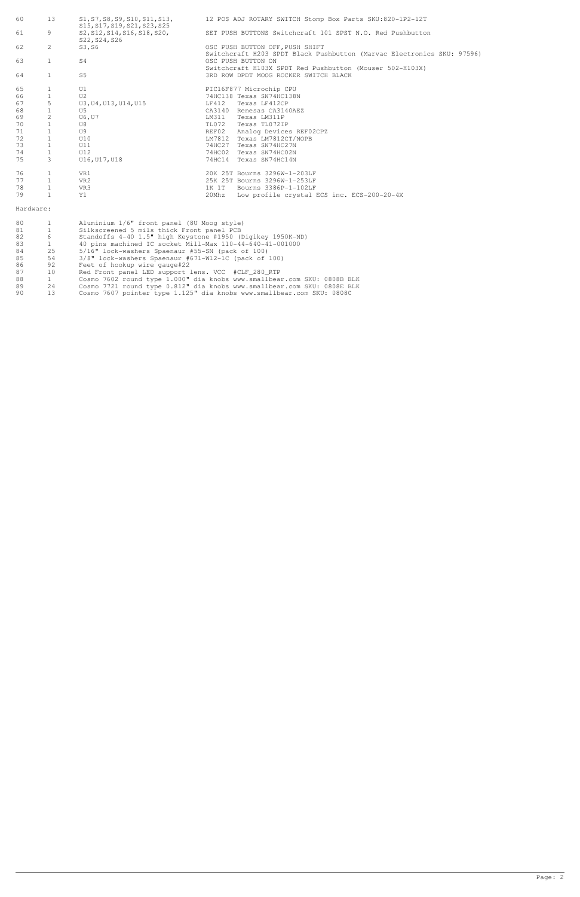| | | | |
|---|---|---|---|
| 60 | 13 | S1,S7,S8,S9,S10,S11,S13, S15,S17,S19,S21,S23,S25 | 12 POS ADJ ROTARY SWITCH Stomp Box Parts SKU:820-1P2-12T |
| 61 | 9 | S2,S12,S14,S16,S18,S20, S22,S24,S26 | SET PUSH BUTTONS Switchcraft 101 SPST N.O. Red Pushbutton |
| 62 | 2 | S3,S6 | OSC PUSH BUTTON OFF,PUSH SHIFT Switchcraft H203 SPDT Black Pushbutton (Marvac Electronics SKU: 97596) |
| 63 | 1 | S4 | OSC PUSH BUTTON ON Switchcraft H103X SPDT Red Pushbutton (Mouser 502-H103X) |
| 64 | 1 | S5 | 3RD ROW DPDT MOOG ROCKER SWITCH BLACK |
| 65 | 1 | U1 | PIC16F877 Microchip CPU |
| 66 | 1 | U2 | 74HC138 Texas SN74HC138N |
| 67 | 5 | U3,U4,U13,U14,U15 | LF412 Texas LF412CP |
| 68 | 1 | U5 | CA3140 Renesas CA3140AEZ |
| 69 | 2 | U6,U7 | LM311 Texas LM311P |
| 70 | 1 | U8 | TL072 Texas TL072IP |
| 71 | 1 | U9 | REF02 Analog Devices REF02CPZ |
| 72 | 1 | U10 | LM7812 Texas LM7812CT/NOPB |
| 73 | 1 | U11 | 74HC27 Texas SN74HC27N |
| 74 | 1 | U12 | 74HC02 Texas SN74HC02N |
| 75 | 3 | U16,U17,U18 | 74HC14 Texas SN74HC14N |
| 76 | 1 | VR1 | 20K 25T Bourns 3296W-1-203LF |
| 77 | 1 | VR2 | 25K 25T Bourns 3296W-1-253LF |
| 78 | 1 | VR3 | 1K 1T Bourns 3386P-1-102LF |
| 79 | 1 | Y1 | 20Mhz Low profile crystal ECS inc. ECS-200-20-4X |

Hardware:

| | | |
|---|---|---|
| 80 | 1 | Aluminium 1/6" front panel (8U Moog style) |
| 81 | 1 | Silkscreened 5 mils thick Front panel PCB |
| 82 | 6 | Standoffs 4-40 1.5" high Keystone #1950 (Digikey 1950K-ND) |
| 83 | 1 | 40 pins machined IC socket Mill-Max 110-44-640-41-001000 |
| 84 | 25 | 5/16" lock-washers Spaenaur #55-SN (pack of 100) |
| 85 | 54 | 3/8" lock-washers Spaenaur #671-W12-1C (pack of 100) |
| 86 | 92 | Feet of hookup wire gauge#22 |
| 87 | 10 | Red Front panel LED support lens. VCC #CLF_280_RTP |
| 88 | 1 | Cosmo 7602 round type 1.000" dia knobs www.smallbear.com SKU: 0808B BLK |
| 89 | 24 | Cosmo 7721 round type 0.812" dia knobs www.smallbear.com SKU: 0808E BLK |
| 90 | 13 | Cosmo 7607 pointer type 1.125" dia knobs www.smallbear.com SKU: 0808C |